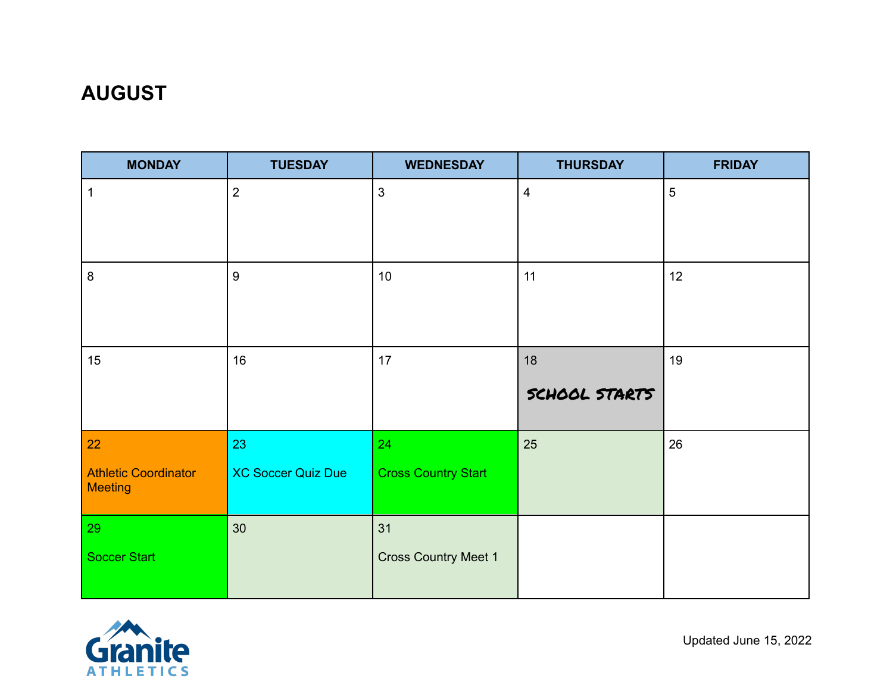# AUGUST

| MONDAY | TUESDAY | WEDNESDAY | THURSDAY | FRIDAY |
|---|---|---|---|---|
| 1 | 2 | 3 | 4 | 5 |
| 8 | 9 | 10 | 11 | 12 |
| 15 | 16 | 17 | 18 SCHOOL STARTS | 19 |
| 22 Athletic Coordinator Meeting | 23 XC Soccer Quiz Due | 24 Cross Country Start | 25 | 26 |
| 29 Soccer Start | 30 | 31 Cross Country Meet 1 | | |

Granite ATHLETICS

Updated June 15, 2022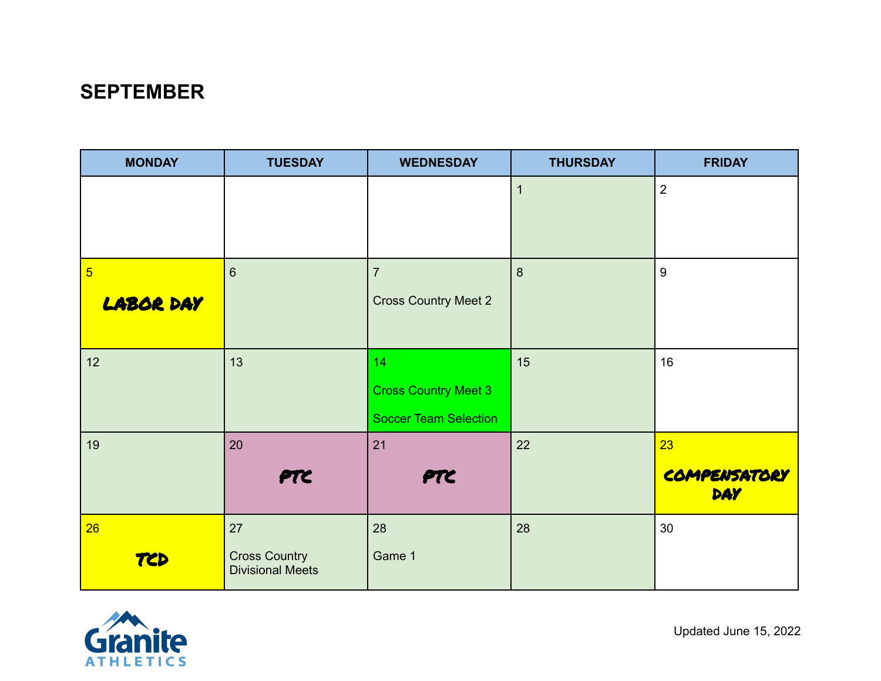## SEPTEMBER

| MONDAY | TUESDAY | WEDNESDAY | THURSDAY | FRIDAY |
|---|---|---|---|---|
| | | | 1 | 2 |
| 5 LABOR DAY | 6 | 7 Cross Country Meet 2 | 8 | 9 |
| 12 | 13 | 14 Cross Country Meet 3 Soccer Team Selection | 15 | 16 |
| 19 | 20 PTC | 21 PTC | 22 | 23 COMPENSATORY DAY |
| 26 TCD | 27 Cross Country Divisional Meets | 28 Game 1 | 28 | 30 |

Granite ATHLETICS

Updated June 15, 2022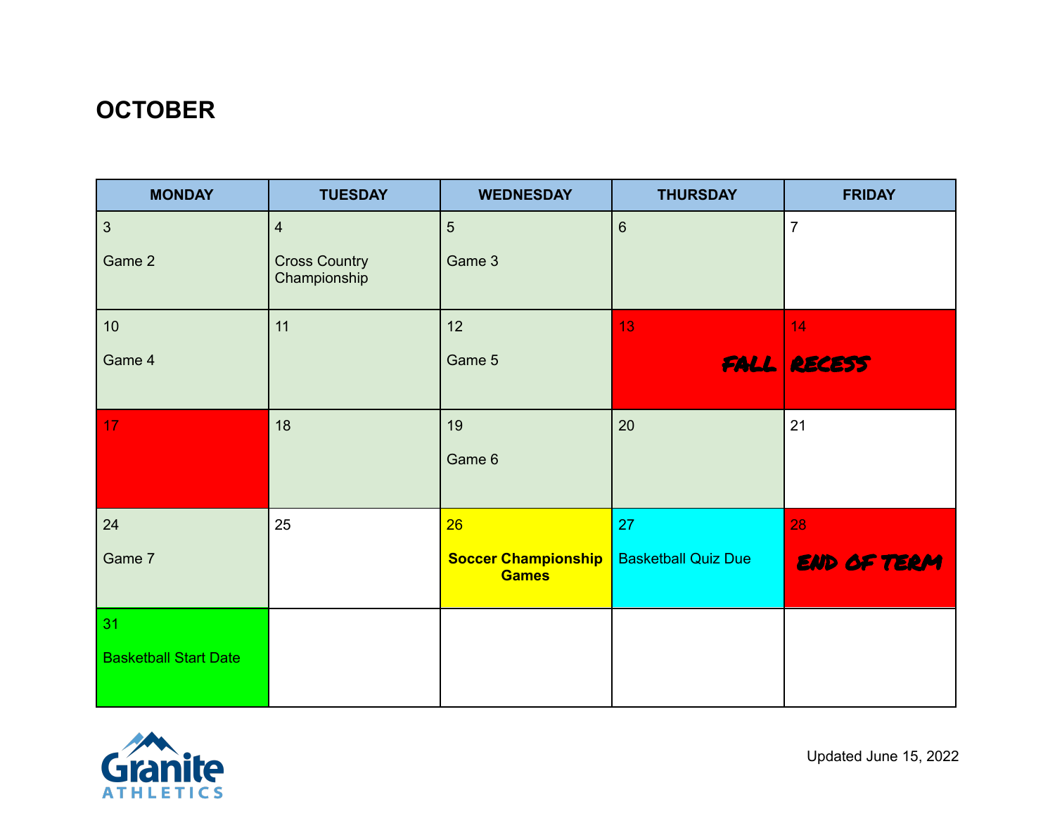# OCTOBER

| MONDAY | TUESDAY | WEDNESDAY | THURSDAY | FRIDAY |
|---|---|---|---|---|
| 3<br>Game 2 | 4<br>Cross Country Championship | 5<br>Game 3 | 6 | 7 |
| 10<br>Game 4 | 11 | 12<br>Game 5 | 13<br>FALL | 14<br>RECESS |
| 17 | 18 | 19<br>Game 6 | 20 | 21 |
| 24<br>Game 7 | 25 | 26<br>**Soccer Championship Games** | 27<br>Basketball Quiz Due | 28<br>END OF TERM |
| 31<br>Basketball Start Date | | | | |

Granite ATHLETICS

Updated June 15, 2022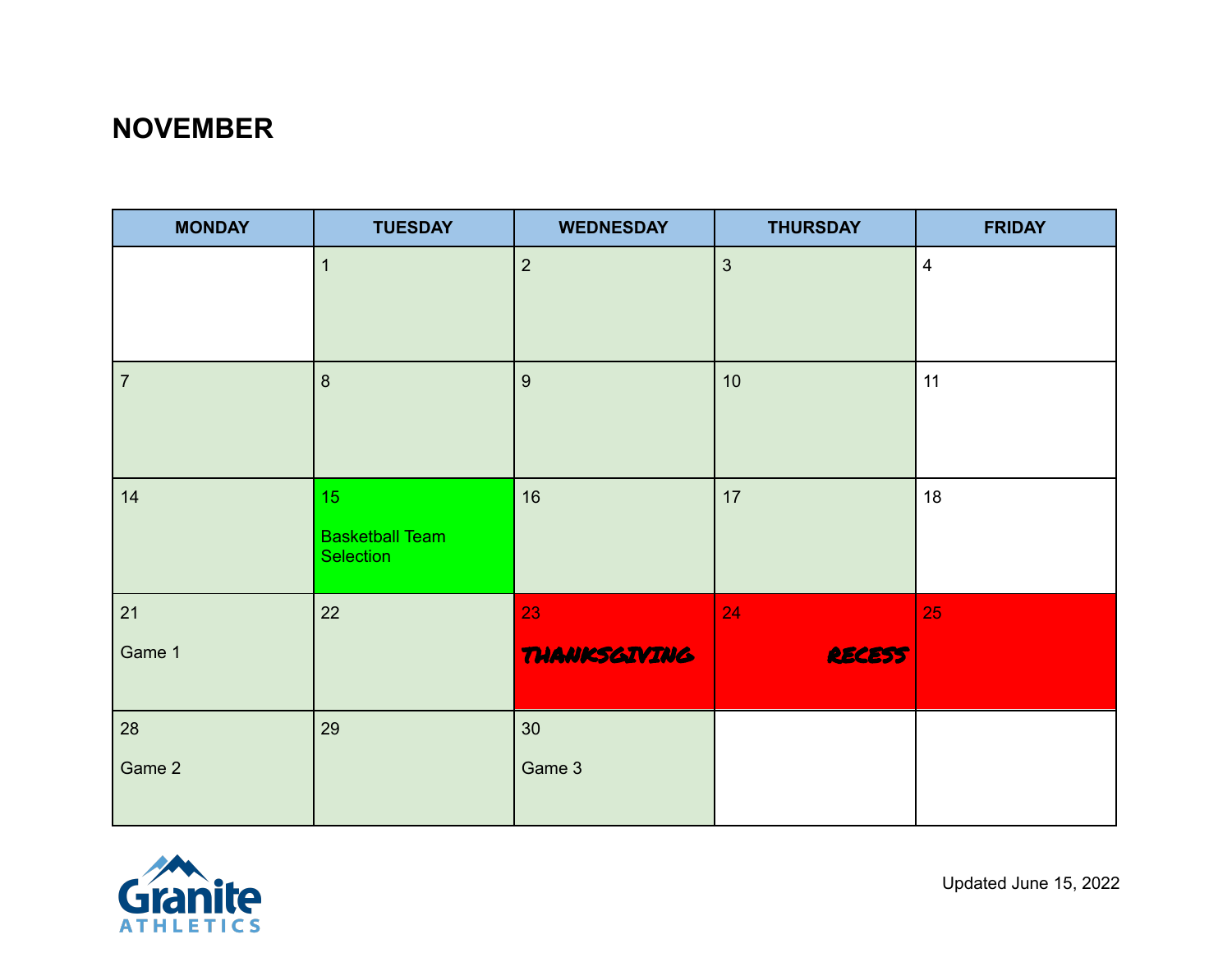## NOVEMBER

| MONDAY | TUESDAY | WEDNESDAY | THURSDAY | FRIDAY |
|---|---|---|---|---|
| | 1 | 2 | 3 | 4 |
| 7 | 8 | 9 | 10 | 11 |
| 14 | 15 Basketball Team Selection | 16 | 17 | 18 |
| 21 Game 1 | 22 | 23 THANKSGIVING | 24 RECESS | 25 |
| 28 Game 2 | 29 | 30 Game 3 | | |

Granite ATHLETICS

Updated June 15, 2022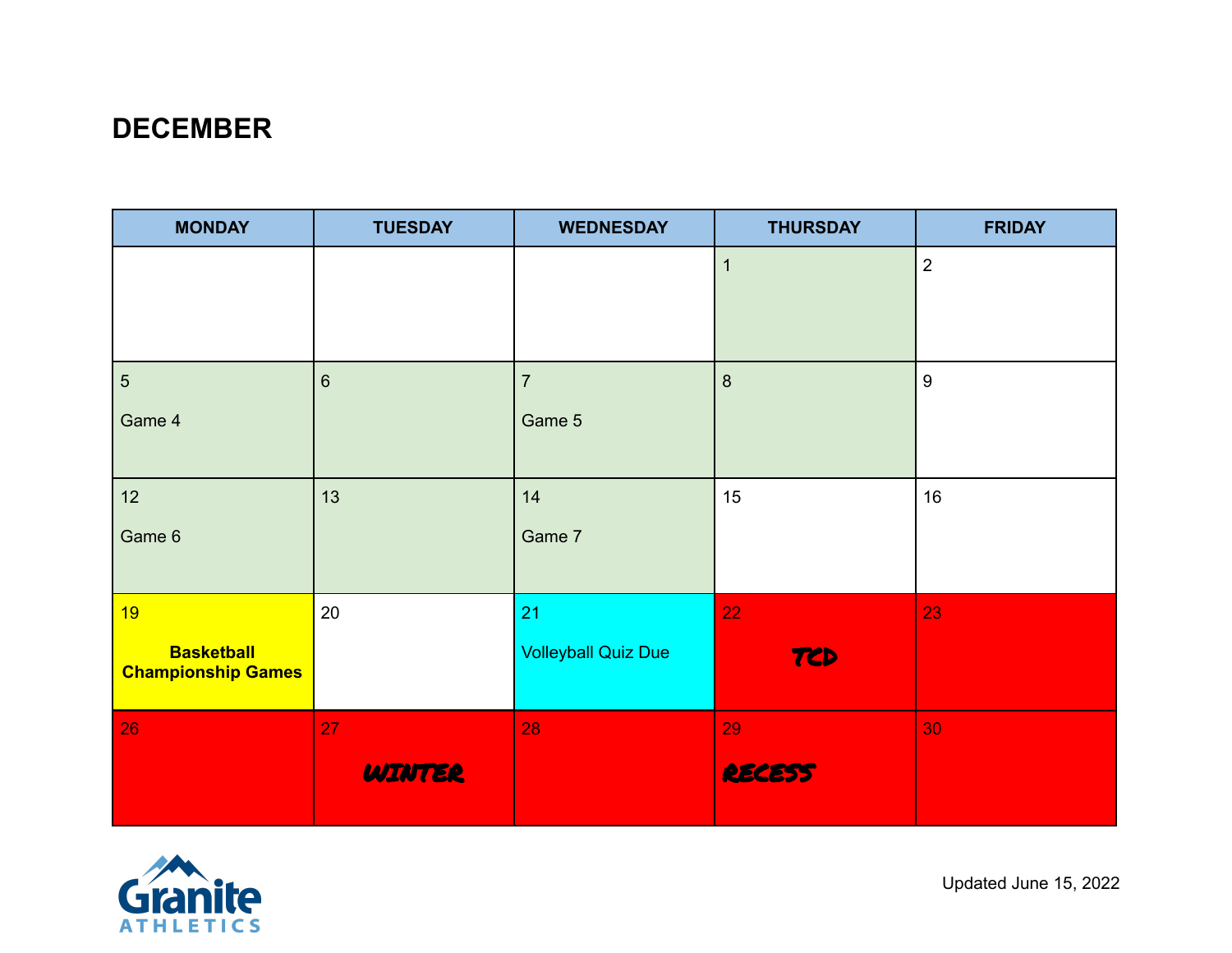# DECEMBER

| MONDAY | TUESDAY | WEDNESDAY | THURSDAY | FRIDAY |
|---|---|---|---|---|
| | | | 1 | 2 |
| 5<br>Game 4 | 6 | 7<br>Game 5 | 8 | 9 |
| 12<br>Game 6 | 13 | 14<br>Game 7 | 15 | 16 |
| 19<br>**Basketball Championship Games** | 20 | 21<br>Volleyball Quiz Due | 22<br>TCD | 23 |
| 26 | 27<br>WINTER | 28 | 29<br>RECESS | 30 |

Granite ATHLETICS

Updated June 15, 2022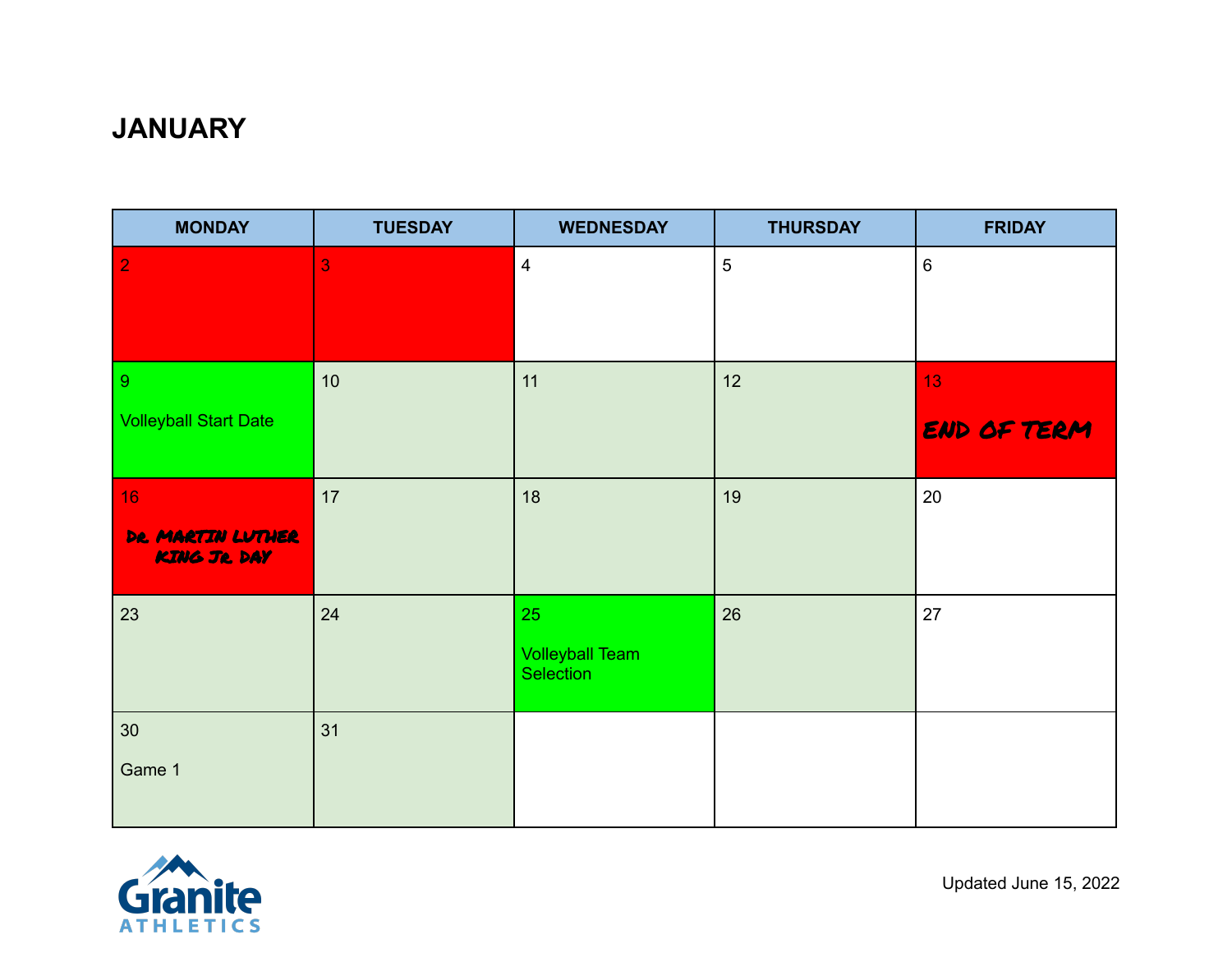# JANUARY

| MONDAY | TUESDAY | WEDNESDAY | THURSDAY | FRIDAY |
|---|---|---|---|---|
| 2 | 3 | 4 | 5 | 6 |
| 9 Volleyball Start Date | 10 | 11 | 12 | 13 END OF TERM |
| 16 DR. MARTIN LUTHER KING JR. DAY | 17 | 18 | 19 | 20 |
| 23 | 24 | 25 Volleyball Team Selection | 26 | 27 |
| 30 Game 1 | 31 | | | |

Granite ATHLETICS

Updated June 15, 2022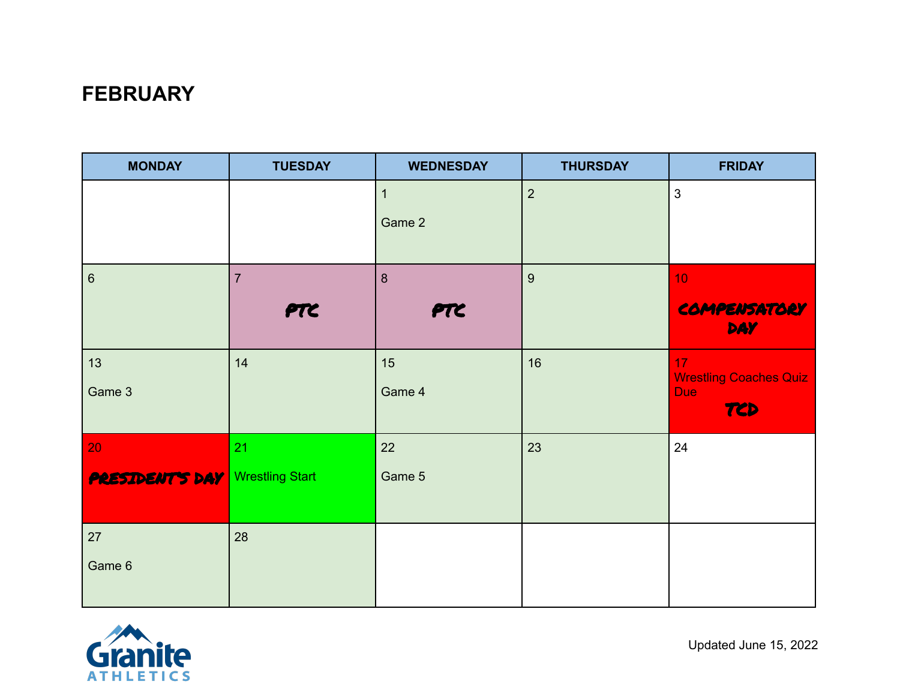# FEBRUARY

| MONDAY | TUESDAY | WEDNESDAY | THURSDAY | FRIDAY |
|---|---|---|---|---|
| | | 1<br>Game 2 | 2 | 3 |
| 6 | 7<br>PTC | 8<br>PTC | 9 | 10<br>COMPENSATORY DAY |
| 13<br>Game 3 | 14 | 15<br>Game 4 | 16 | 17<br>Wrestling Coaches Quiz Due<br>TCD |
| 20<br>PRESIDENT'S DAY | 21<br>Wrestling Start | 22<br>Game 5 | 23 | 24 |
| 27<br>Game 6 | 28 | | | |

Granite ATHLETICS

Updated June 15, 2022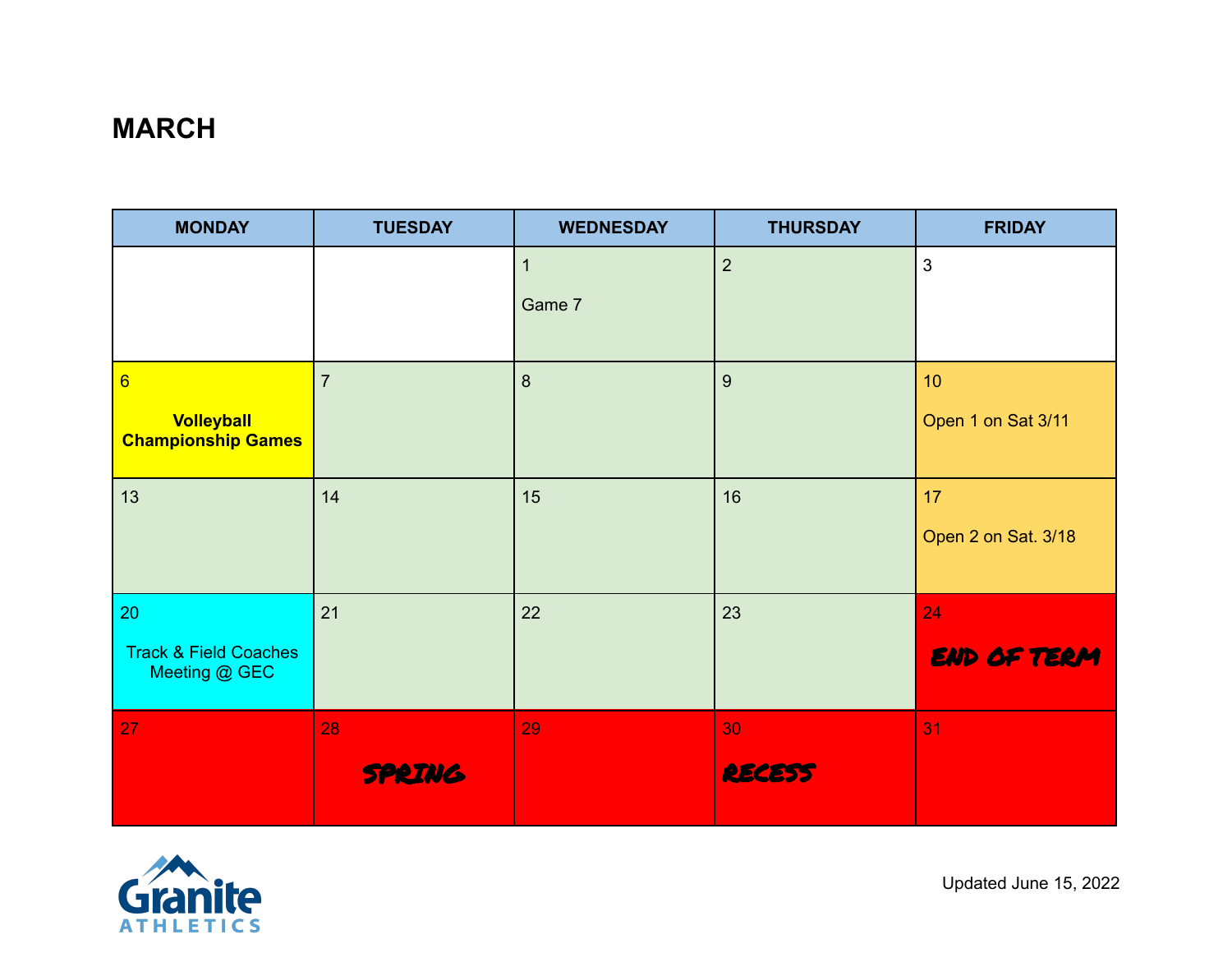## MARCH

| MONDAY | TUESDAY | WEDNESDAY | THURSDAY | FRIDAY |
|---|---|---|---|---|
| | | 1 Game 7 | 2 | 3 |
| 6 **Volleyball Championship Games** | 7 | 8 | 9 | 10 Open 1 on Sat 3/11 |
| 13 | 14 | 15 | 16 | 17 Open 2 on Sat. 3/18 |
| 20 Track & Field Coaches Meeting @ GEC | 21 | 22 | 23 | 24 END OF TERM |
| 27 | 28 SPRING | 29 | 30 RECESS | 31 |

Granite ATHLETICS

Updated June 15, 2022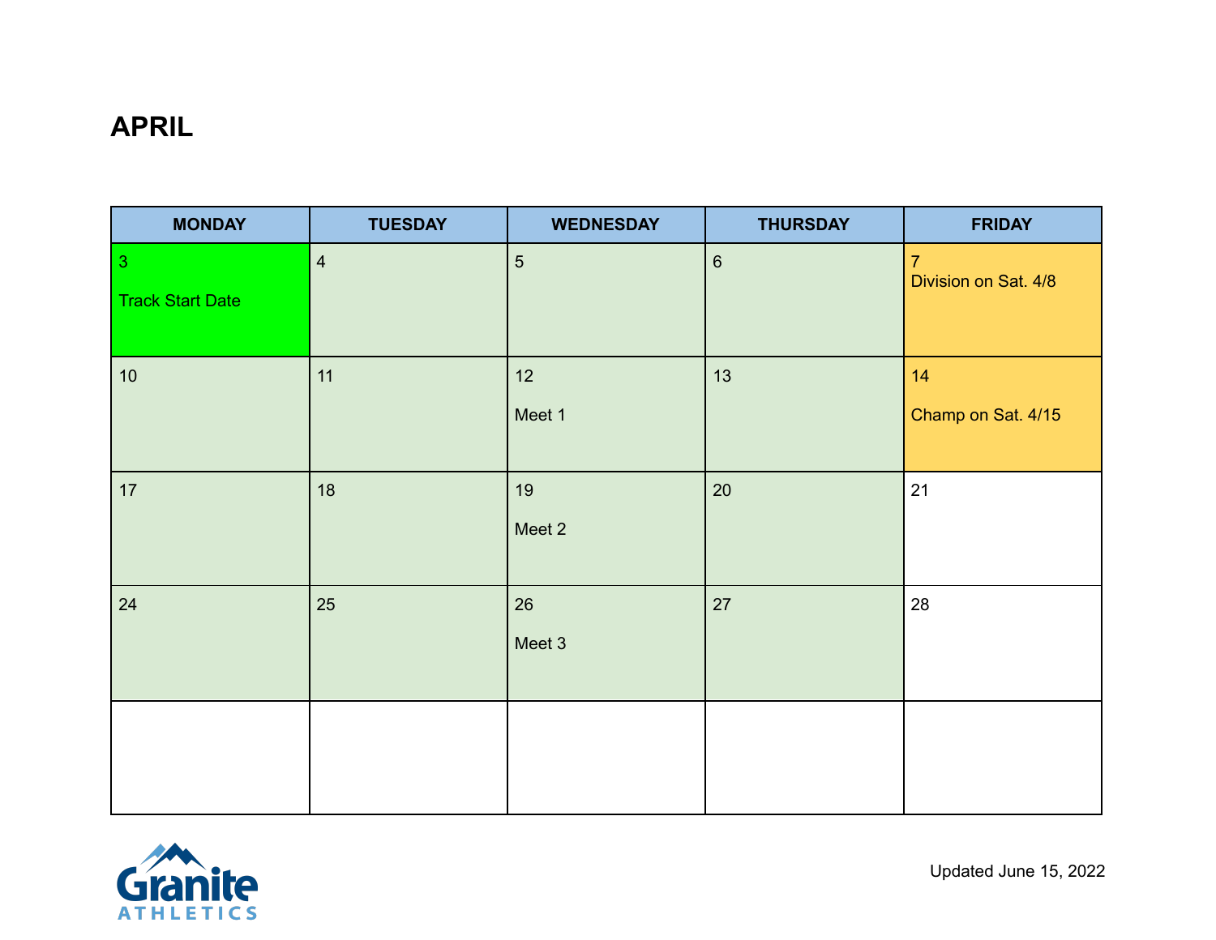# APRIL

| MONDAY | TUESDAY | WEDNESDAY | THURSDAY | FRIDAY |
|---|---|---|---|---|
| 3 Track Start Date | 4 | 5 | 6 | 7 Division on Sat. 4/8 |
| 10 | 11 | 12 Meet 1 | 13 | 14 Champ on Sat. 4/15 |
| 17 | 18 | 19 Meet 2 | 20 | 21 |
| 24 | 25 | 26 Meet 3 | 27 | 28 |
| | | | | |

Granite ATHLETICS

Updated June 15, 2022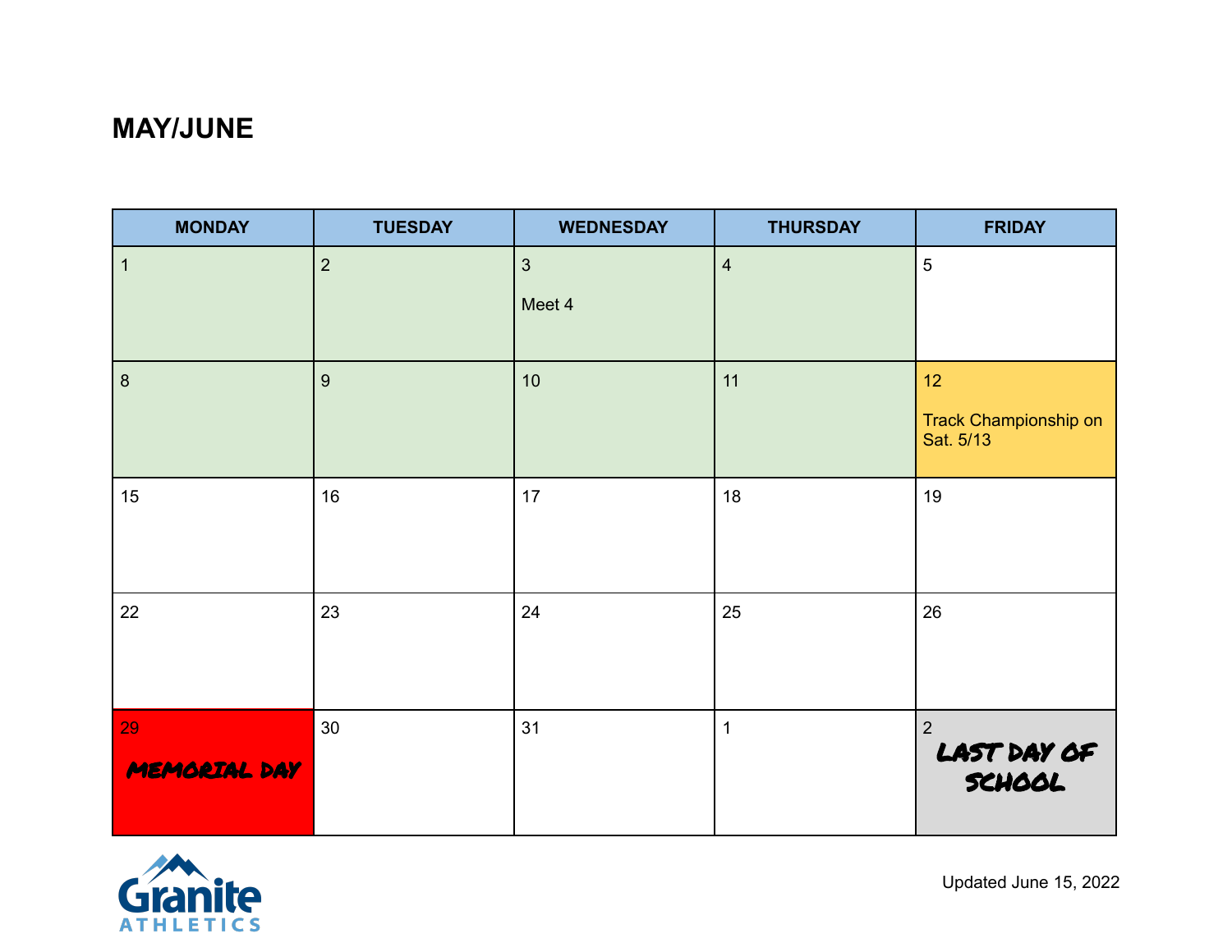# MAY/JUNE

| MONDAY | TUESDAY | WEDNESDAY | THURSDAY | FRIDAY |
|---|---|---|---|---|
| 1 | 2 | 3<br>Meet 4 | 4 | 5 |
| 8 | 9 | 10 | 11 | 12<br>Track Championship on Sat. 5/13 |
| 15 | 16 | 17 | 18 | 19 |
| 22 | 23 | 24 | 25 | 26 |
| 29<br>MEMORIAL DAY | 30 | 31 | 1 | 2<br>LAST DAY OF SCHOOL |

Granite ATHLETICS

Updated June 15, 2022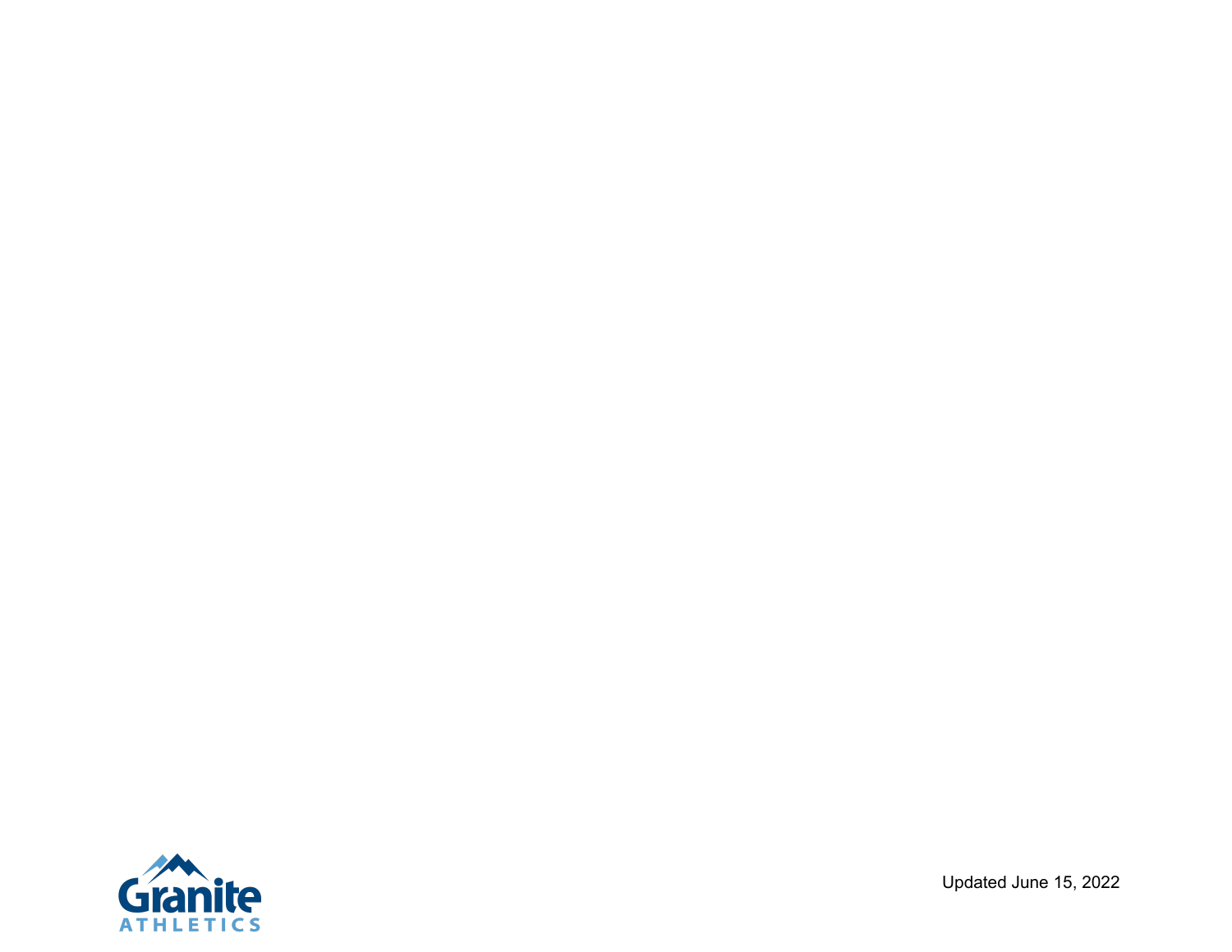Granite
ATHLETICS

Updated June 15, 2022